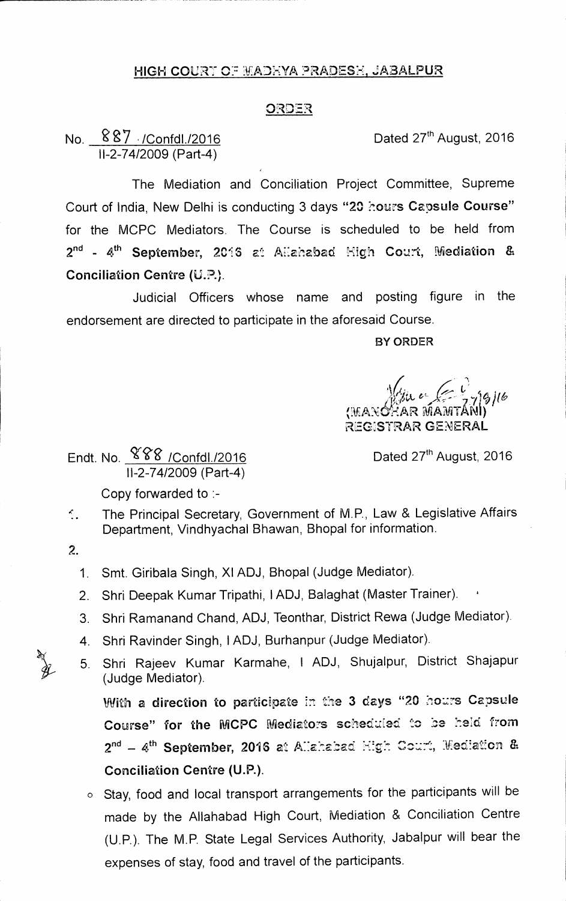# HIGH COURT OF MADHYA PRADESH, JABALPUR

## ORDER

No. 887 /Confdl./2016
II-2-74/2009 (Part-4)

Dated 27th August, 2016

The Mediation and Conciliation Project Committee, Supreme Court of India, New Delhi is conducting 3 days **"20 hours Capsule Course"** for the MCPC Mediators. The Course is scheduled to be held from **2nd - 4th September, 2016 at Allahabad High Court, Mediation & Conciliation Centre (U.P.).**

Judicial Officers whose name and posting figure in the endorsement are directed to participate in the aforesaid Course.

BY ORDER

(MANOHAR MAMTANI)
REGISTRAR GENERAL

Endt. No. 888 /Confdl./2016
II-2-74/2009 (Part-4)

Dated 27th August, 2016

Copy forwarded to :-

1. The Principal Secretary, Government of M.P., Law & Legislative Affairs Department, Vindhyachal Bhawan, Bhopal for information.
2.
   1. Smt. Giribala Singh, XI ADJ, Bhopal (Judge Mediator).
   2. Shri Deepak Kumar Tripathi, I ADJ, Balaghat (Master Trainer).
   3. Shri Ramanand Chand, ADJ, Teonthar, District Rewa (Judge Mediator).
   4. Shri Ravinder Singh, I ADJ, Burhanpur (Judge Mediator).
   5. Shri Rajeev Kumar Karmahe, I ADJ, Shujalpur, District Shajapur (Judge Mediator).

   **With a direction to participate in the 3 days "20 hours Capsule Course" for the MCPC Mediators scheduled to be held from 2nd – 4th September, 2016 at Allahabad High Court, Mediation & Conciliation Centre (U.P.).**

   - Stay, food and local transport arrangements for the participants will be made by the Allahabad High Court, Mediation & Conciliation Centre (U.P.). The M.P. State Legal Services Authority, Jabalpur will bear the expenses of stay, food and travel of the participants.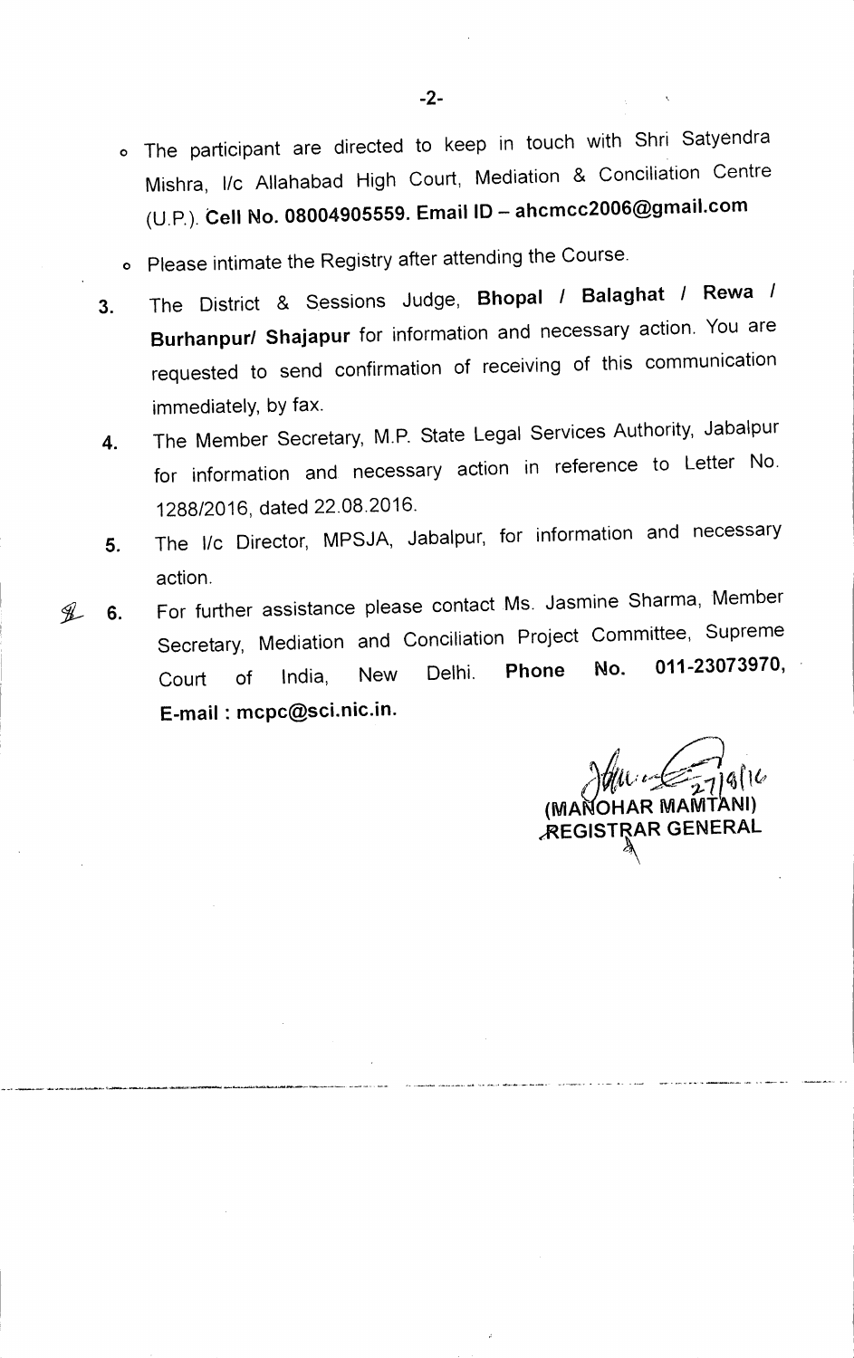- The participant are directed to keep in touch with Shri Satyendra Mishra, I/c Allahabad High Court, Mediation & Conciliation Centre (U.P.). **Cell No. 08004905559. Email ID – ahcmcc2006@gmail.com**
- Please intimate the Registry after attending the Course.

3. The District & Sessions Judge, **Bhopal / Balaghat / Rewa / Burhanpur/ Shajapur** for information and necessary action. You are requested to send confirmation of receiving of this communication immediately, by fax.
4. The Member Secretary, M.P. State Legal Services Authority, Jabalpur for information and necessary action in reference to Letter No. 1288/2016, dated 22.08.2016.
5. The I/c Director, MPSJA, Jabalpur, for information and necessary action.
6. For further assistance please contact Ms. Jasmine Sharma, Member Secretary, Mediation and Conciliation Project Committee, Supreme Court of India, New Delhi. **Phone No. 011-23073970, E-mail : mcpc@sci.nic.in.**

27/9/16

**(MANOHAR MAMTANI)**
**REGISTRAR GENERAL**